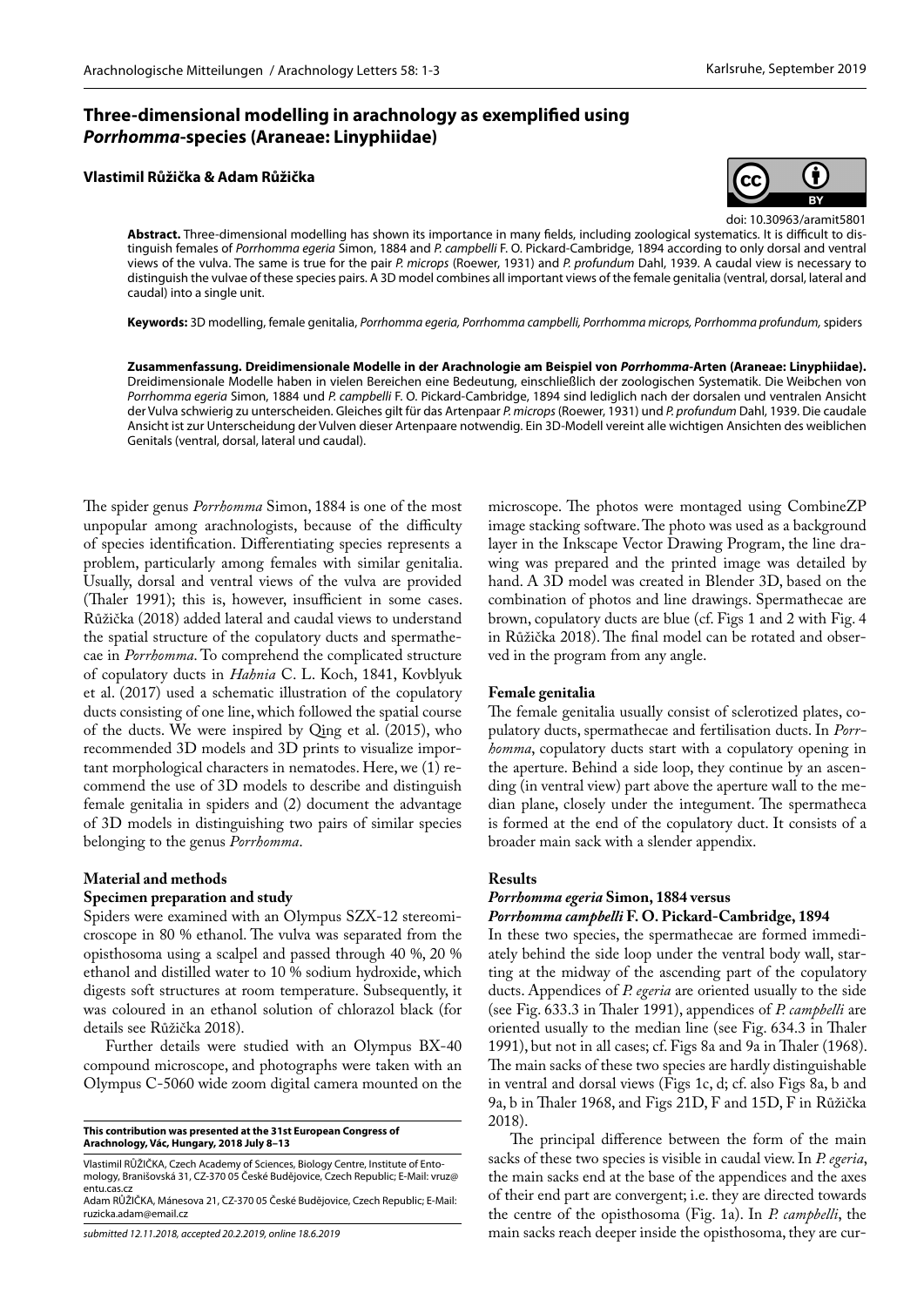# Three-dimensional modelling in arachnology as exemplified using *Porrhomma*-species (Araneae: Linyphiidae)

**Vlastimil Růžička & Adam Růžička**

doi: 10.30963/aramit5801

**Abstract.** Three-dimensional modelling has shown its importance in many fields, including zoological systematics. It is difficult to distinguish females of *Porrhomma egeria* Simon, 1884 and *P. campbelli* F. O. Pickard-Cambridge, 1894 according to only dorsal and ventral views of the vulva. The same is true for the pair *P. microps* (Roewer, 1931) and *P. profundum* Dahl, 1939. A caudal view is necessary to distinguish the vulvae of these species pairs. A 3D model combines all important views of the female genitalia (ventral, dorsal, lateral and caudal) into a single unit.

**Keywords:** 3D modelling, female genitalia, *Porrhomma egeria, Porrhomma campbelli, Porrhomma microps, Porrhomma profundum,* spiders

**Zusammenfassung. Dreidimensionale Modelle in der Arachnologie am Beispiel von *Porrhomma*-Arten (Araneae: Linyphiidae).** Dreidimensionale Modelle haben in vielen Bereichen eine Bedeutung, einschließlich der zoologischen Systematik. Die Weibchen von *Porrhomma egeria* Simon, 1884 und *P. campbelli* F. O. Pickard-Cambridge, 1894 sind lediglich nach der dorsalen und ventralen Ansicht der Vulva schwierig zu unterscheiden. Gleiches gilt für das Artenpaar *P. microps* (Roewer, 1931) und *P. profundum* Dahl, 1939. Die caudale Ansicht ist zur Unterscheidung der Vulven dieser Artenpaare notwendig. Ein 3D-Modell vereint alle wichtigen Ansichten des weiblichen Genitals (ventral, dorsal, lateral und caudal).

The spider genus *Porrhomma* Simon, 1884 is one of the most unpopular among arachnologists, because of the difficulty of species identification. Differentiating species represents a problem, particularly among females with similar genitalia. Usually, dorsal and ventral views of the vulva are provided (Thaler 1991); this is, however, insufficient in some cases. Růžička (2018) added lateral and caudal views to understand the spatial structure of the copulatory ducts and spermathecae in *Porrhomma*. To comprehend the complicated structure of copulatory ducts in *Hahnia* C. L. Koch, 1841, Kovblyuk et al. (2017) used a schematic illustration of the copulatory ducts consisting of one line, which followed the spatial course of the ducts. We were inspired by Qing et al. (2015), who recommended 3D models and 3D prints to visualize important morphological characters in nematodes. Here, we (1) recommend the use of 3D models to describe and distinguish female genitalia in spiders and (2) document the advantage of 3D models in distinguishing two pairs of similar species belonging to the genus *Porrhomma*.

## Material and methods

### Specimen preparation and study

Spiders were examined with an Olympus SZX-12 stereomicroscope in 80 % ethanol. The vulva was separated from the opisthosoma using a scalpel and passed through 40 %, 20 % ethanol and distilled water to 10 % sodium hydroxide, which digests soft structures at room temperature. Subsequently, it was coloured in an ethanol solution of chlorazol black (for details see Růžička 2018).

Further details were studied with an Olympus BX-40 compound microscope, and photographs were taken with an Olympus C-5060 wide zoom digital camera mounted on the microscope. The photos were montaged using CombineZP image stacking software. The photo was used as a background layer in the Inkscape Vector Drawing Program, the line drawing was prepared and the printed image was detailed by hand. A 3D model was created in Blender 3D, based on the combination of photos and line drawings. Spermathecae are brown, copulatory ducts are blue (cf. Figs 1 and 2 with Fig. 4 in Růžička 2018). The final model can be rotated and observed in the program from any angle.

### Female genitalia

The female genitalia usually consist of sclerotized plates, copulatory ducts, spermathecae and fertilisation ducts. In *Porrhomma*, copulatory ducts start with a copulatory opening in the aperture. Behind a side loop, they continue by an ascending (in ventral view) part above the aperture wall to the median plane, closely under the integument. The spermatheca is formed at the end of the copulatory duct. It consists of a broader main sack with a slender appendix.

## Results

### *Porrhomma egeria* Simon, 1884 versus *Porrhomma campbelli* F. O. Pickard-Cambridge, 1894

In these two species, the spermathecae are formed immediately behind the side loop under the ventral body wall, starting at the midway of the ascending part of the copulatory ducts. Appendices of *P. egeria* are oriented usually to the side (see Fig. 633.3 in Thaler 1991), appendices of *P. campbelli* are oriented usually to the median line (see Fig. 634.3 in Thaler 1991), but not in all cases; cf. Figs 8a and 9a in Thaler (1968). The main sacks of these two species are hardly distinguishable in ventral and dorsal views (Figs 1c, d; cf. also Figs 8a, b and 9a, b in Thaler 1968, and Figs 21D, F and 15D, F in Růžička 2018).

The principal difference between the form of the main sacks of these two species is visible in caudal view. In *P. egeria*, the main sacks end at the base of the appendices and the axes of their end part are convergent; i.e. they are directed towards the centre of the opisthosoma (Fig. 1a). In *P. campbelli*, the main sacks reach deeper inside the opisthosoma, they are cur-

**This contribution was presented at the 31st European Congress of Arachnology, Vác, Hungary, 2018 July 8–13**

Vlastimil RŮŽIČKA, Czech Academy of Sciences, Biology Centre, Institute of Entomology, Branišovská 31, CZ-370 05 České Budějovice, Czech Republic; E-Mail: vruz@entu.cas.cz
Adam RŮŽIČKA, Mánesova 21, CZ-370 05 České Budějovice, Czech Republic; E-Mail: ruzicka.adam@email.cz

*submitted 12.11.2018, accepted 20.2.2019, online 18.6.2019*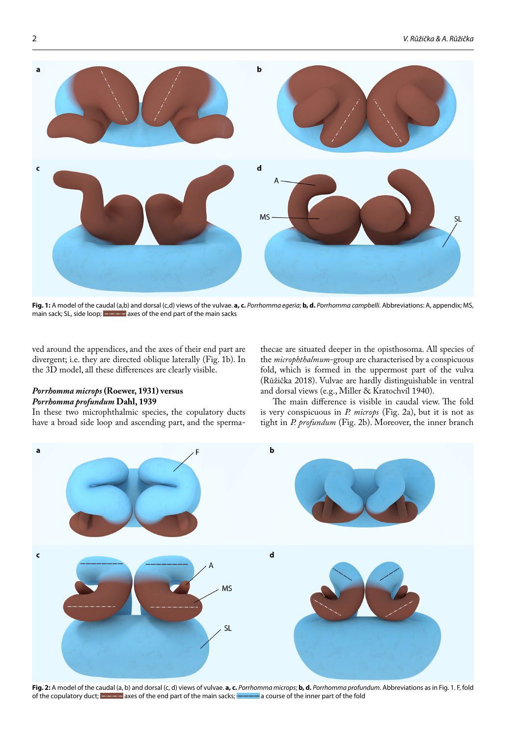**Fig. 1:** A model of the caudal (a,b) and dorsal (c,d) views of the vulvae. **a, c.** *Porrhomma egeria*; **b, d.** *Porrhomma campbelli*. Abbreviations: A, appendix; MS, main sack; SL, side loop; ▬·▬·▬ axes of the end part of the main sacks

ved around the appendices, and the axes of their end part are divergent; i.e. they are directed oblique laterally (Fig. 1b). In the 3D model, all these differences are clearly visible.

### *Porrhomma microps* (Roewer, 1931) versus *Porrhomma profundum* Dahl, 1939

In these two microphthalmic species, the copulatory ducts have a broad side loop and ascending part, and the spermathecae are situated deeper in the opisthosoma. All species of the *microphthalmum*-group are characterised by a conspicuous fold, which is formed in the uppermost part of the vulva (Růžička 2018). Vulvae are hardly distinguishable in ventral and dorsal views (e.g., Miller & Kratochvíl 1940).

The main difference is visible in caudal view. The fold is very conspicuous in *P. microps* (Fig. 2a), but it is not as tight in *P. profundum* (Fig. 2b). Moreover, the inner branch

**Fig. 2:** A model of the caudal (a, b) and dorsal (c, d) views of vulvae. **a, c.** *Porrhomma microps*; **b, d.** *Porrhomma profundum*. Abbreviations as in Fig. 1. F, fold of the copulatory duct; ▬·▬·▬ axes of the end part of the main sacks; ▬ ▬ ▬ a course of the inner part of the fold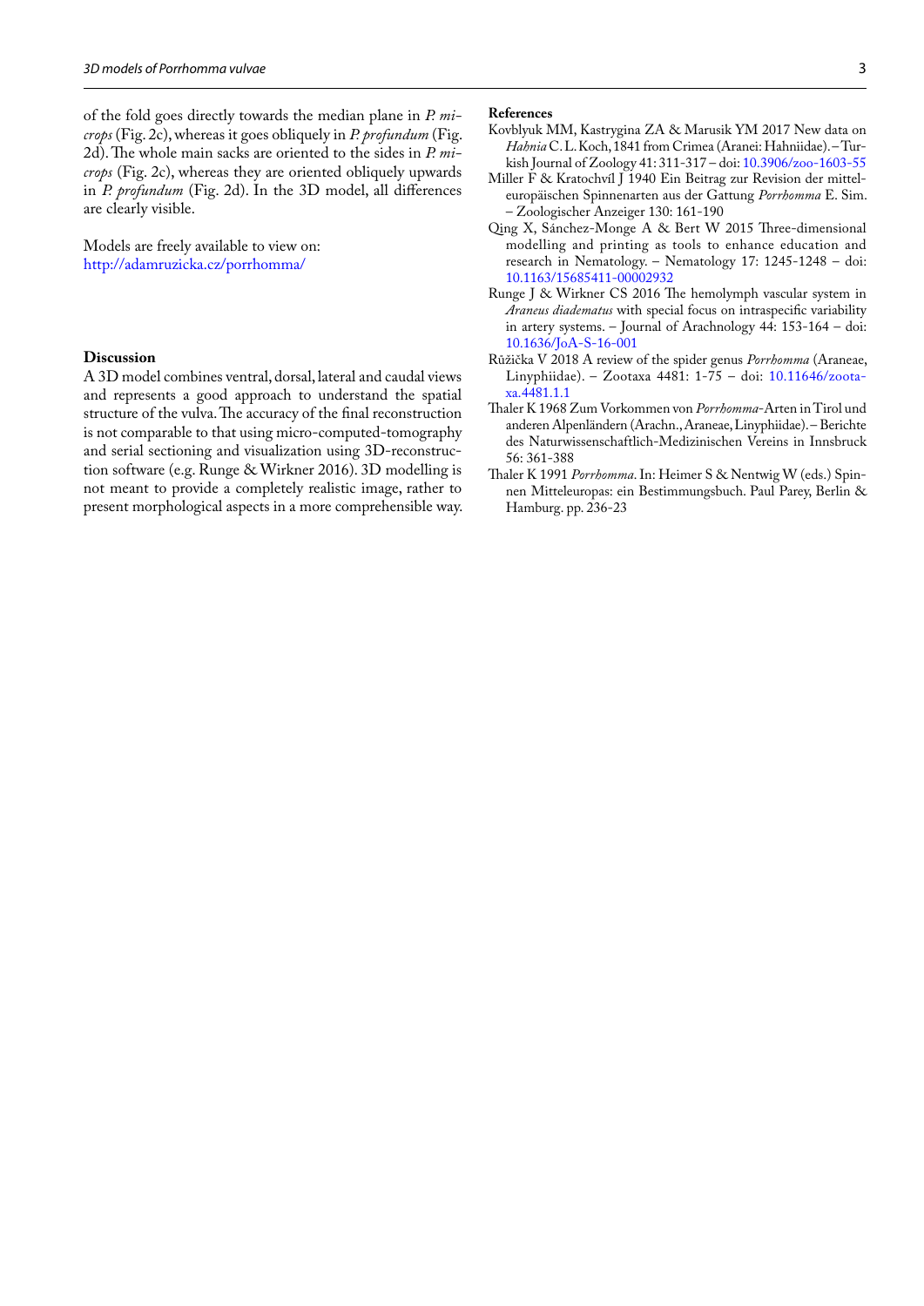of the fold goes directly towards the median plane in *P. microps* (Fig. 2c), whereas it goes obliquely in *P. profundum* (Fig. 2d). The whole main sacks are oriented to the sides in *P. microps* (Fig. 2c), whereas they are oriented obliquely upwards in *P. profundum* (Fig. 2d). In the 3D model, all differences are clearly visible.

Models are freely available to view on:
http://adamruzicka.cz/porrhomma/

## Discussion

A 3D model combines ventral, dorsal, lateral and caudal views and represents a good approach to understand the spatial structure of the vulva. The accuracy of the final reconstruction is not comparable to that using micro-computed-tomography and serial sectioning and visualization using 3D-reconstruction software (e.g. Runge & Wirkner 2016). 3D modelling is not meant to provide a completely realistic image, rather to present morphological aspects in a more comprehensible way.

## References

Kovblyuk MM, Kastrygina ZA & Marusik YM 2017 New data on *Hahnia* C. L. Koch, 1841 from Crimea (Aranei: Hahniidae). – Turkish Journal of Zoology 41: 311-317 – doi: 10.3906/zoo-1603-55

Miller F & Kratochvíl J 1940 Ein Beitrag zur Revision der mitteleuropäischen Spinnenarten aus der Gattung *Porrhomma* E. Sim. – Zoologischer Anzeiger 130: 161-190

Qing X, Sánchez-Monge A & Bert W 2015 Three-dimensional modelling and printing as tools to enhance education and research in Nematology. – Nematology 17: 1245-1248 – doi: 10.1163/15685411-00002932

Runge J & Wirkner CS 2016 The hemolymph vascular system in *Araneus diadematus* with special focus on intraspecific variability in artery systems. – Journal of Arachnology 44: 153-164 – doi: 10.1636/JoA-S-16-001

Růžička V 2018 A review of the spider genus *Porrhomma* (Araneae, Linyphiidae). – Zootaxa 4481: 1-75 – doi: 10.11646/zootaxa.4481.1.1

Thaler K 1968 Zum Vorkommen von *Porrhomma*-Arten in Tirol und anderen Alpenländern (Arachn., Araneae, Linyphiidae). – Berichte des Naturwissenschaftlich-Medizinischen Vereins in Innsbruck 56: 361-388

Thaler K 1991 *Porrhomma*. In: Heimer S & Nentwig W (eds.) Spinnen Mitteleuropas: ein Bestimmungsbuch. Paul Parey, Berlin & Hamburg. pp. 236-23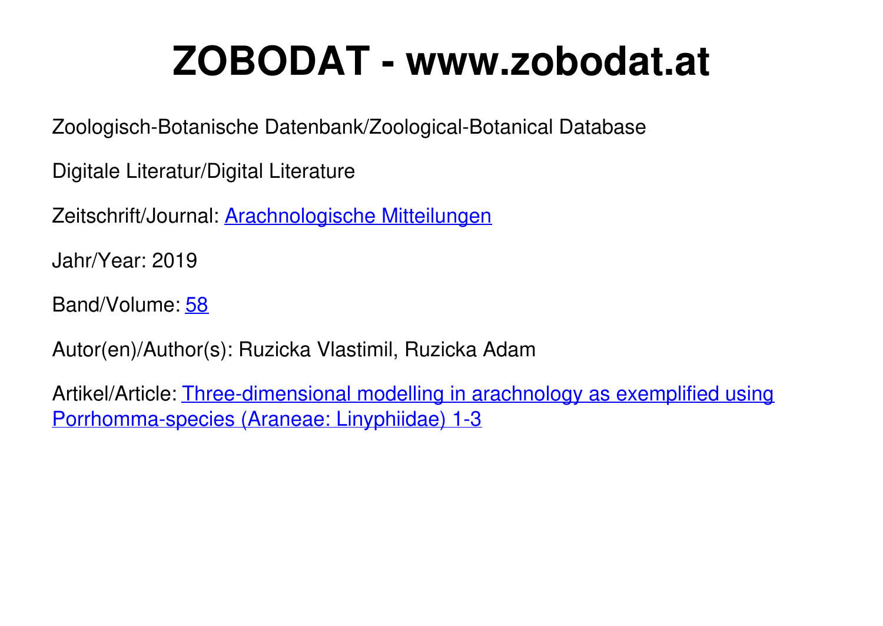# ZOBODAT - www.zobodat.at

Zoologisch-Botanische Datenbank/Zoological-Botanical Database

Digitale Literatur/Digital Literature

Zeitschrift/Journal: Arachnologische Mitteilungen

Jahr/Year: 2019

Band/Volume: 58

Autor(en)/Author(s): Ruzicka Vlastimil, Ruzicka Adam

Artikel/Article: Three-dimensional modelling in arachnology as exemplified using Porrhomma-species (Araneae: Linyphiidae) 1-3